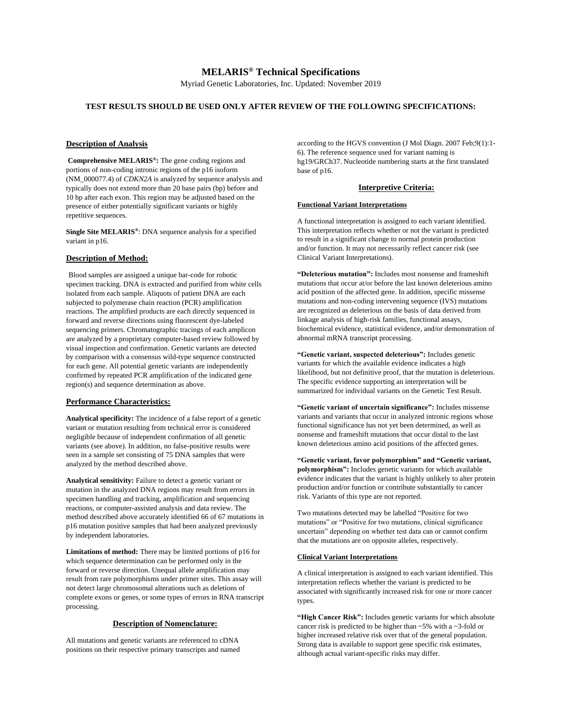# MELARIS® Technical Specifications

Myriad Genetic Laboratories, Inc. Updated: November 2019

**TEST RESULTS SHOULD BE USED ONLY AFTER REVIEW OF THE FOLLOWING SPECIFICATIONS:**

## Description of Analysis

**Comprehensive MELARIS®:** The gene coding regions and portions of non-coding intronic regions of the p16 isoform (NM_000077.4) of *CDKN2A* is analyzed by sequence analysis and typically does not extend more than 20 base pairs (bp) before and 10 bp after each exon. This region may be adjusted based on the presence of either potentially significant variants or highly repetitive sequences.

**Single Site MELARIS®**: DNA sequence analysis for a specified variant in p16.

## Description of Method:

Blood samples are assigned a unique bar-code for robotic specimen tracking. DNA is extracted and purified from white cells isolated from each sample. Aliquots of patient DNA are each subjected to polymerase chain reaction (PCR) amplification reactions. The amplified products are each directly sequenced in forward and reverse directions using fluorescent dye-labeled sequencing primers. Chromatographic tracings of each amplicon are analyzed by a proprietary computer-based review followed by visual inspection and confirmation. Genetic variants are detected by comparison with a consensus wild-type sequence constructed for each gene. All potential genetic variants are independently confirmed by repeated PCR amplification of the indicated gene region(s) and sequence determination as above.

## Performance Characteristics:

**Analytical specificity:** The incidence of a false report of a genetic variant or mutation resulting from technical error is considered negligible because of independent confirmation of all genetic variants (see above). In addition, no false-positive results were seen in a sample set consisting of 75 DNA samples that were analyzed by the method described above.

**Analytical sensitivity:** Failure to detect a genetic variant or mutation in the analyzed DNA regions may result from errors in specimen handling and tracking, amplification and sequencing reactions, or computer-assisted analysis and data review. The method described above accurately identified 66 of 67 mutations in p16 mutation positive samples that had been analyzed previously by independent laboratories.

**Limitations of method:** There may be limited portions of p16 for which sequence determination can be performed only in the forward or reverse direction. Unequal allele amplification may result from rare polymorphisms under primer sites. This assay will not detect large chromosomal alterations such as deletions of complete exons or genes, or some types of errors in RNA transcript processing.

## Description of Nomenclature:

All mutations and genetic variants are referenced to cDNA positions on their respective primary transcripts and named according to the HGVS convention (J Mol Diagn. 2007 Feb;9(1):1-6). The reference sequence used for variant naming is hg19/GRCh37. Nucleotide numbering starts at the first translated base of p16.

## Interpretive Criteria:

### Functional Variant Interpretations

A functional interpretation is assigned to each variant identified. This interpretation reflects whether or not the variant is predicted to result in a significant change to normal protein production and/or function. It may not necessarily reflect cancer risk (see Clinical Variant Interpretations).

**"Deleterious mutation":** Includes most nonsense and frameshift mutations that occur at/or before the last known deleterious amino acid position of the affected gene. In addition, specific missense mutations and non-coding intervening sequence (IVS) mutations are recognized as deleterious on the basis of data derived from linkage analysis of high-risk families, functional assays, biochemical evidence, statistical evidence, and/or demonstration of abnormal mRNA transcript processing.

**"Genetic variant, suspected deleterious":** Includes genetic variants for which the available evidence indicates a high likelihood, but not definitive proof, that the mutation is deleterious. The specific evidence supporting an interpretation will be summarized for individual variants on the Genetic Test Result.

**"Genetic variant of uncertain significance":** Includes missense variants and variants that occur in analyzed intronic regions whose functional significance has not yet been determined, as well as nonsense and frameshift mutations that occur distal to the last known deleterious amino acid positions of the affected genes.

**"Genetic variant, favor polymorphism" and "Genetic variant, polymorphism":** Includes genetic variants for which available evidence indicates that the variant is highly unlikely to alter protein production and/or function or contribute substantially to cancer risk. Variants of this type are not reported.

Two mutations detected may be labelled "Positive for two mutations" or "Positive for two mutations, clinical significance uncertain" depending on whether test data can or cannot confirm that the mutations are on opposite alleles, respectively.

### Clinical Variant Interpretations

A clinical interpretation is assigned to each variant identified. This interpretation reflects whether the variant is predicted to be associated with significantly increased risk for one or more cancer types.

**"High Cancer Risk":** Includes genetic variants for which absolute cancer risk is predicted to be higher than ~5% with a ~3-fold or higher increased relative risk over that of the general population. Strong data is available to support gene specific risk estimates, although actual variant-specific risks may differ.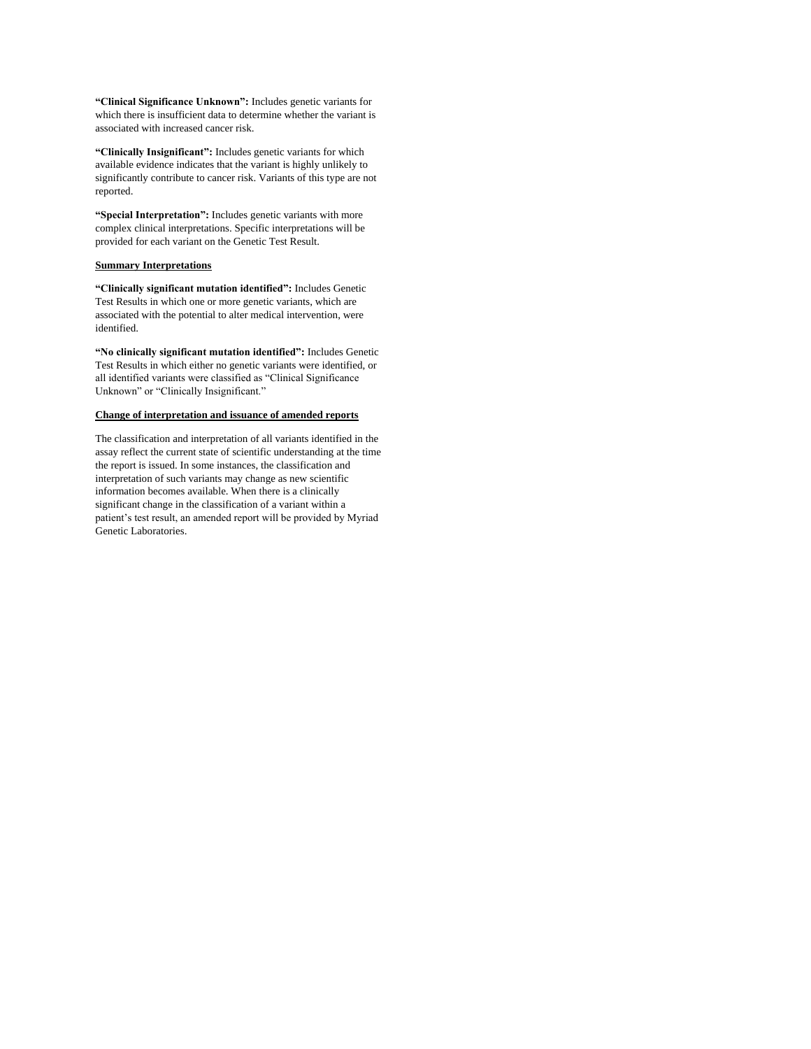**"Clinical Significance Unknown":** Includes genetic variants for which there is insufficient data to determine whether the variant is associated with increased cancer risk.

**"Clinically Insignificant":** Includes genetic variants for which available evidence indicates that the variant is highly unlikely to significantly contribute to cancer risk. Variants of this type are not reported.

**"Special Interpretation":** Includes genetic variants with more complex clinical interpretations. Specific interpretations will be provided for each variant on the Genetic Test Result.

**<u>Summary Interpretations</u>**

**"Clinically significant mutation identified":** Includes Genetic Test Results in which one or more genetic variants, which are associated with the potential to alter medical intervention, were identified.

**"No clinically significant mutation identified":** Includes Genetic Test Results in which either no genetic variants were identified, or all identified variants were classified as "Clinical Significance Unknown" or "Clinically Insignificant."

**<u>Change of interpretation and issuance of amended reports</u>**

The classification and interpretation of all variants identified in the assay reflect the current state of scientific understanding at the time the report is issued. In some instances, the classification and interpretation of such variants may change as new scientific information becomes available. When there is a clinically significant change in the classification of a variant within a patient's test result, an amended report will be provided by Myriad Genetic Laboratories.